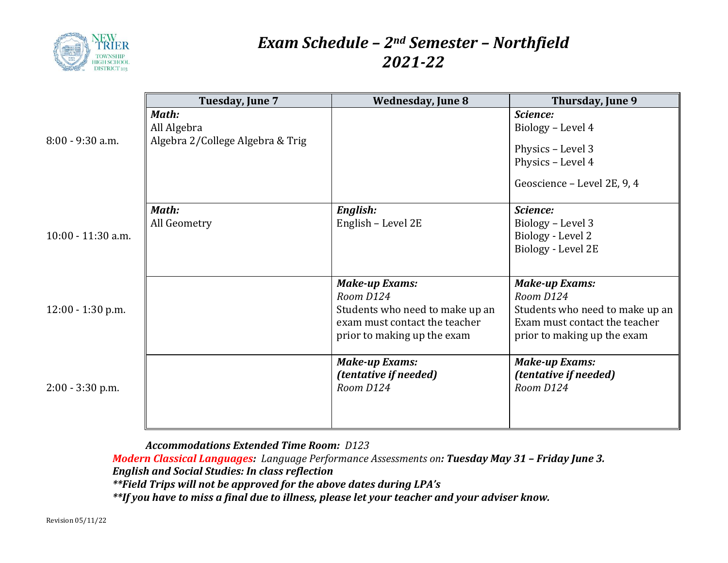# *Exam Schedule – 2nd Semester – Northfield*
# *2021-22*

| | Tuesday, June 7 | Wednesday, June 8 | Thursday, June 9 |
|---|---|---|---|
| 8:00 - 9:30 a.m. | ***Math:***<br>All Algebra<br>Algebra 2/College Algebra & Trig | | ***Science:***<br>Biology – Level 4<br>Physics – Level 3<br>Physics – Level 4<br>Geoscience – Level 2E, 9, 4 |
| 10:00 - 11:30 a.m. | ***Math:***<br>All Geometry | ***English:***<br>English – Level 2E | ***Science:***<br>Biology – Level 3<br>Biology - Level 2<br>Biology - Level 2E |
| 12:00 - 1:30 p.m. | | ***Make-up Exams:***<br>*Room D124*<br>Students who need to make up an exam must contact the teacher prior to making up the exam | ***Make-up Exams:***<br>*Room D124*<br>Students who need to make up an Exam must contact the teacher prior to making up the exam |
| 2:00 - 3:30 p.m. | | ***Make-up Exams:***<br>***(tentative if needed)***<br>*Room D124* | ***Make-up Exams:***<br>***(tentative if needed)***<br>*Room D124* |

***Accommodations Extended Time Room:*** *D123*

***Modern Classical Languages**: Language Performance Assessments on**: Tuesday May 31 – Friday June 3.***

***English and Social Studies: In class reflection***

***\*\*Field Trips will not be approved for the above dates during LPA's***

***\*\*If you have to miss a final due to illness, please let your teacher and your adviser know.***

Revision 05/11/22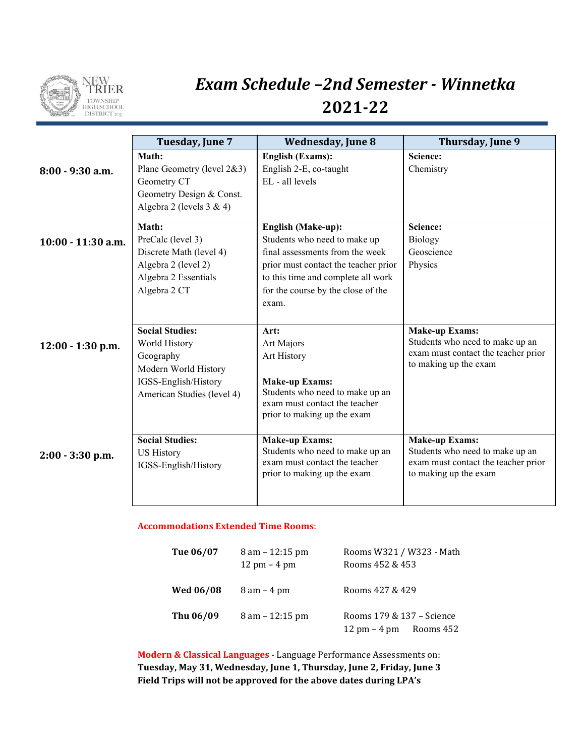# Exam Schedule –2nd Semester - Winnetka 2021-22

| | Tuesday, June 7 | Wednesday, June 8 | Thursday, June 9 |
|---|---|---|---|
| **8:00 - 9:30 a.m.** | **Math:**<br>Plane Geometry (level 2&3)<br>Geometry CT<br>Geometry Design & Const.<br>Algebra 2 (levels 3 & 4) | **English (Exams):**<br>English 2-E, co-taught<br>EL - all levels | **Science:**<br>Chemistry |
| **10:00 - 11:30 a.m.** | **Math:**<br>PreCalc (level 3)<br>Discrete Math (level 4)<br>Algebra 2 (level 2)<br>Algebra 2 Essentials<br>Algebra 2 CT | **English (Make-up):**<br>Students who need to make up final assessments from the week prior must contact the teacher prior to this time and complete all work for the course by the close of the exam. | **Science:**<br>Biology<br>Geoscience<br>Physics |
| **12:00 - 1:30 p.m.** | **Social Studies:**<br>World History<br>Geography<br>Modern World History<br>IGSS-English/History<br>American Studies (level 4) | **Art:**<br>Art Majors<br>Art History<br><br>**Make-up Exams:**<br>Students who need to make up an exam must contact the teacher prior to making up the exam | **Make-up Exams:**<br>Students who need to make up an exam must contact the teacher prior to making up the exam |
| **2:00 - 3:30 p.m.** | **Social Studies:**<br>US History<br>IGSS-English/History | **Make-up Exams:**<br>Students who need to make up an exam must contact the teacher prior to making up the exam | **Make-up Exams:**<br>Students who need to make up an exam must contact the teacher prior to making up the exam |

**Accommodations Extended Time Rooms**:

| | | |
|---|---|---|
| **Tue 06/07** | 8 am – 12:15 pm | Rooms W321 / W323 - Math |
| | 12 pm – 4 pm | Rooms 452 & 453 |
| **Wed 06/08** | 8 am – 4 pm | Rooms 427 & 429 |
| **Thu 06/09** | 8 am – 12:15 pm | Rooms 179 & 137 – Science |
| | | 12 pm – 4 pm Rooms 452 |

**Modern & Classical Languages** - Language Performance Assessments on:
**Tuesday, May 31, Wednesday, June 1, Thursday, June 2, Friday, June 3**
**Field Trips will not be approved for the above dates during LPA's**